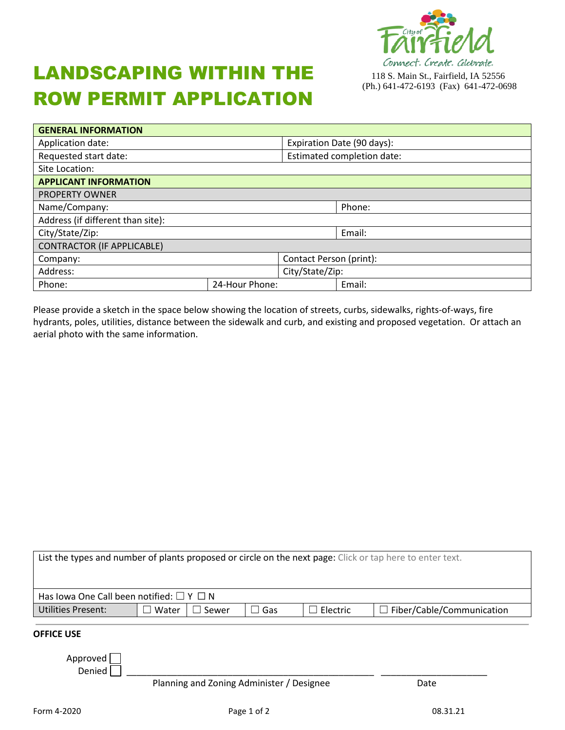# LANDSCAPING WITHIN THE ROW PERMIT APPLICATION

City of Fairfield
Connect. Create. Celebrate.
118 S. Main St., Fairfield, IA 52556
(Ph.) 641-472-6193 (Fax) 641-472-0698

| GENERAL INFORMATION | | |
|---|---|---|
| Application date: | Expiration Date (90 days): | |
| Requested start date: | Estimated completion date: | |
| Site Location: | | |
| **APPLICANT INFORMATION** | | |
| PROPERTY OWNER | | |
| Name/Company: | | Phone: |
| Address (if different than site): | | |
| City/State/Zip: | | Email: |
| CONTRACTOR (IF APPLICABLE) | | |
| Company: | Contact Person (print): | |
| Address: | City/State/Zip: | |
| Phone: | 24-Hour Phone: | Email: |

Please provide a sketch in the space below showing the location of streets, curbs, sidewalks, rights-of-ways, fire hydrants, poles, utilities, distance between the sidewalk and curb, and existing and proposed vegetation. Or attach an aerial photo with the same information.

| List the types and number of plants proposed or circle on the next page: Click or tap here to enter text. | | | | | |
|---|---|---|---|---|---|
| Has Iowa One Call been notified: ☐ Y ☐ N | | | | | |
| Utilities Present: | ☐ Water | ☐ Sewer | ☐ Gas | ☐ Electric | ☐ Fiber/Cable/Communication |

**OFFICE USE**

Approved ☐
Denied ☐

_______________________________________________ ____________________
Planning and Zoning Administer / Designee                Date

Form 4-2020                08.31.21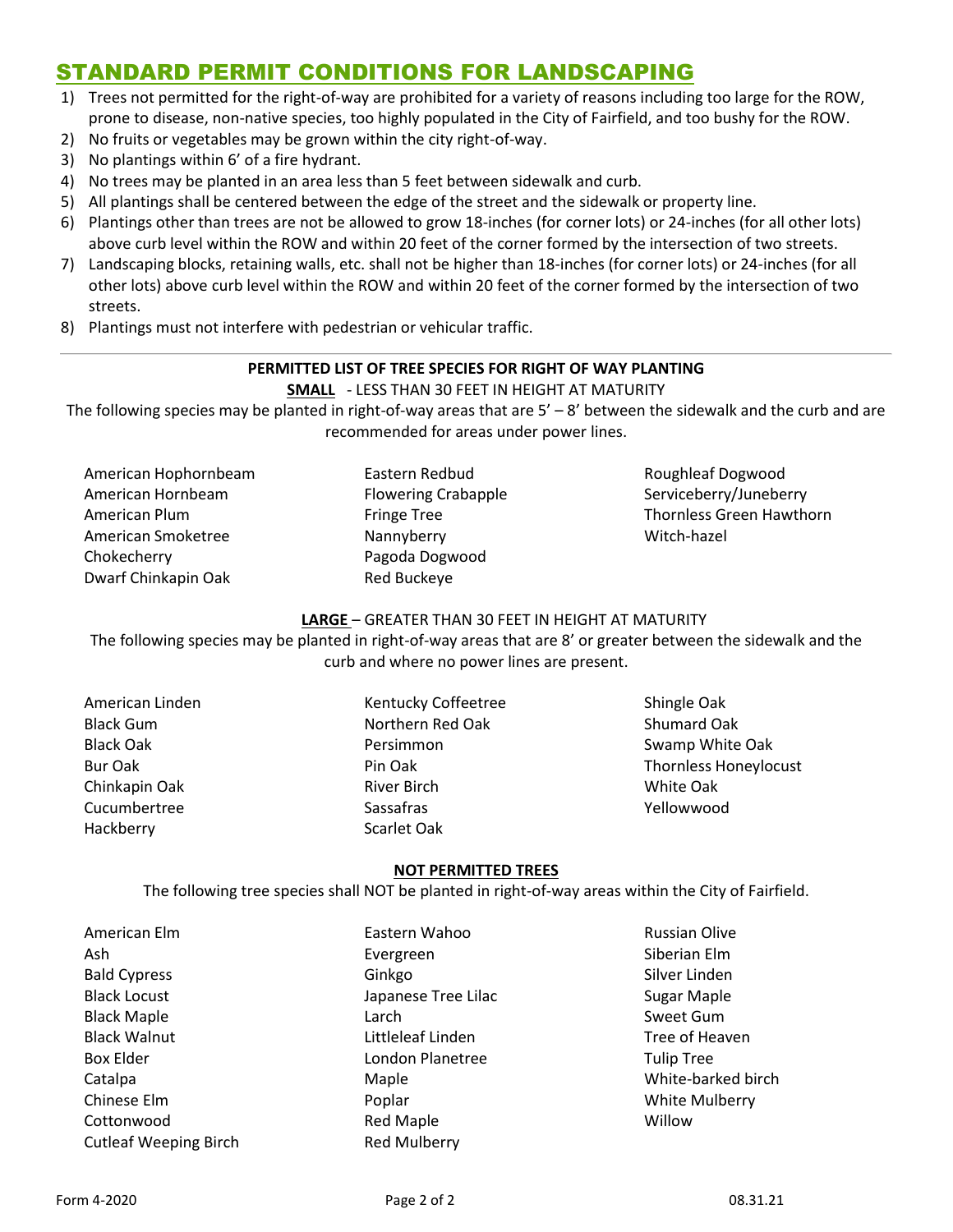# STANDARD PERMIT CONDITIONS FOR LANDSCAPING

1) Trees not permitted for the right-of-way are prohibited for a variety of reasons including too large for the ROW, prone to disease, non-native species, too highly populated in the City of Fairfield, and too bushy for the ROW.
2) No fruits or vegetables may be grown within the city right-of-way.
3) No plantings within 6' of a fire hydrant.
4) No trees may be planted in an area less than 5 feet between sidewalk and curb.
5) All plantings shall be centered between the edge of the street and the sidewalk or property line.
6) Plantings other than trees are not be allowed to grow 18-inches (for corner lots) or 24-inches (for all other lots) above curb level within the ROW and within 20 feet of the corner formed by the intersection of two streets.
7) Landscaping blocks, retaining walls, etc. shall not be higher than 18-inches (for corner lots) or 24-inches (for all other lots) above curb level within the ROW and within 20 feet of the corner formed by the intersection of two streets.
8) Plantings must not interfere with pedestrian or vehicular traffic.

---

**PERMITTED LIST OF TREE SPECIES FOR RIGHT OF WAY PLANTING**

**SMALL** - LESS THAN 30 FEET IN HEIGHT AT MATURITY

The following species may be planted in right-of-way areas that are 5' – 8' between the sidewalk and the curb and are recommended for areas under power lines.

- American Hophornbeam
- American Hornbeam
- American Plum
- American Smoketree
- Chokecherry
- Dwarf Chinkapin Oak
- Eastern Redbud
- Flowering Crabapple
- Fringe Tree
- Nannyberry
- Pagoda Dogwood
- Red Buckeye
- Roughleaf Dogwood
- Serviceberry/Juneberry
- Thornless Green Hawthorn
- Witch-hazel

**LARGE** – GREATER THAN 30 FEET IN HEIGHT AT MATURITY

The following species may be planted in right-of-way areas that are 8' or greater between the sidewalk and the curb and where no power lines are present.

- American Linden
- Black Gum
- Black Oak
- Bur Oak
- Chinkapin Oak
- Cucumbertree
- Hackberry
- Kentucky Coffeetree
- Northern Red Oak
- Persimmon
- Pin Oak
- River Birch
- Sassafras
- Scarlet Oak
- Shingle Oak
- Shumard Oak
- Swamp White Oak
- Thornless Honeylocust
- White Oak
- Yellowwood

**NOT PERMITTED TREES**

The following tree species shall NOT be planted in right-of-way areas within the City of Fairfield.

- American Elm
- Ash
- Bald Cypress
- Black Locust
- Black Maple
- Black Walnut
- Box Elder
- Catalpa
- Chinese Elm
- Cottonwood
- Cutleaf Weeping Birch
- Eastern Wahoo
- Evergreen
- Ginkgo
- Japanese Tree Lilac
- Larch
- Littleleaf Linden
- London Planetree
- Maple
- Poplar
- Red Maple
- Red Mulberry
- Russian Olive
- Siberian Elm
- Silver Linden
- Sugar Maple
- Sweet Gum
- Tree of Heaven
- Tulip Tree
- White-barked birch
- White Mulberry
- Willow

Form 4-2020 08.31.21